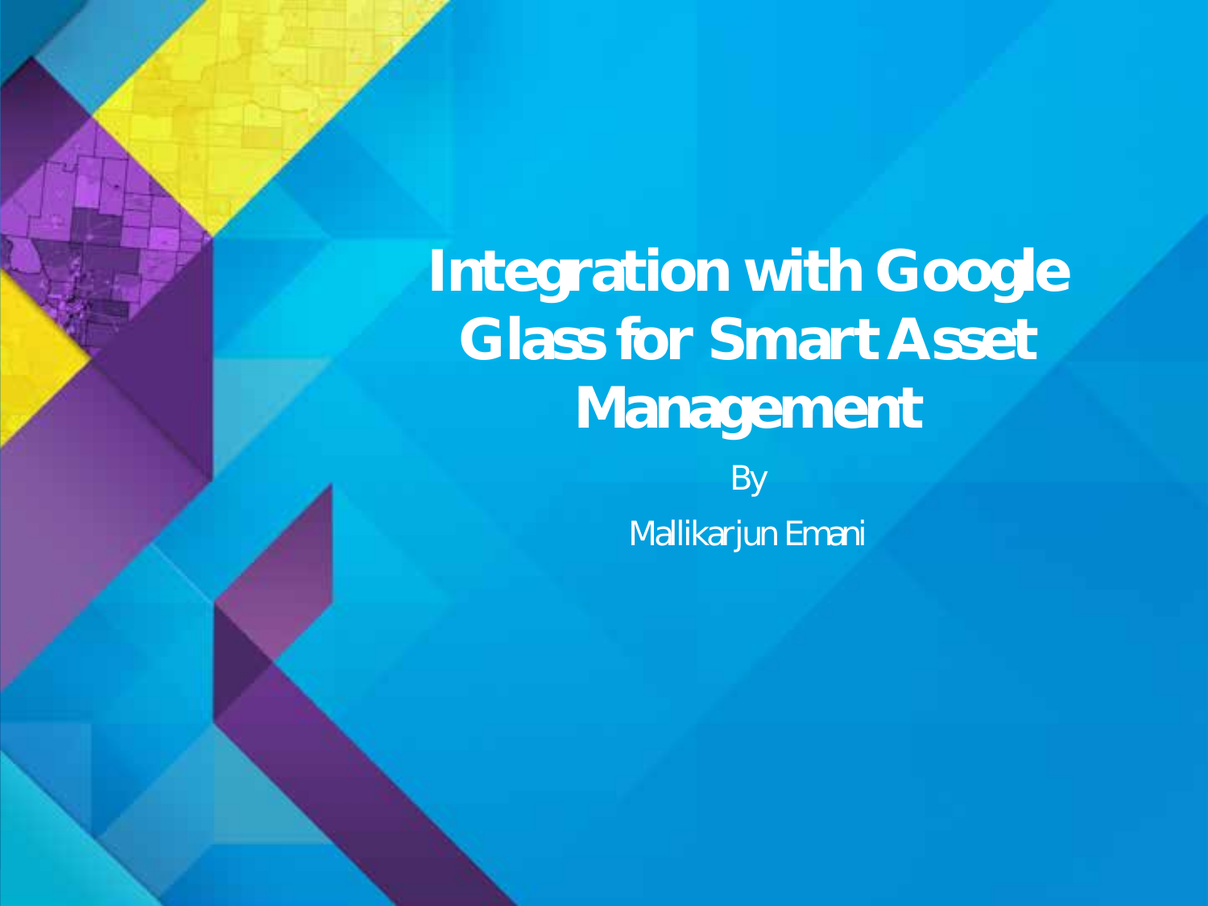# Integration with Google Glass for Smart Asset Management

By

Mallikarjun Emani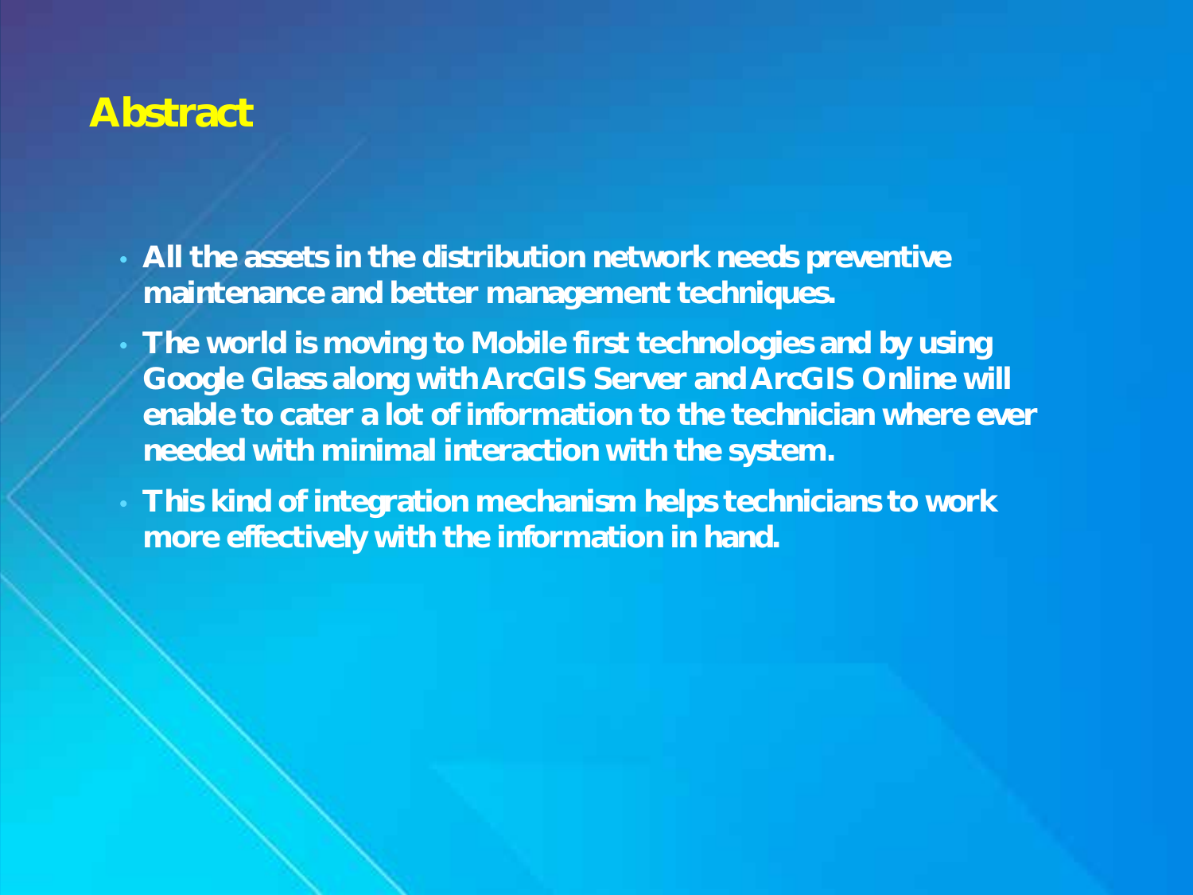# Abstract

- **All the assets in the distribution network needs preventive maintenance and better management techniques.**
- **The world is moving to Mobile first technologies and by using Google Glass along with ArcGIS Server and ArcGIS Online will enable to cater a lot of information to the technician where ever needed with minimal interaction with the system.**
- **This kind of integration mechanism helps technicians to work more effectively with the information in hand.**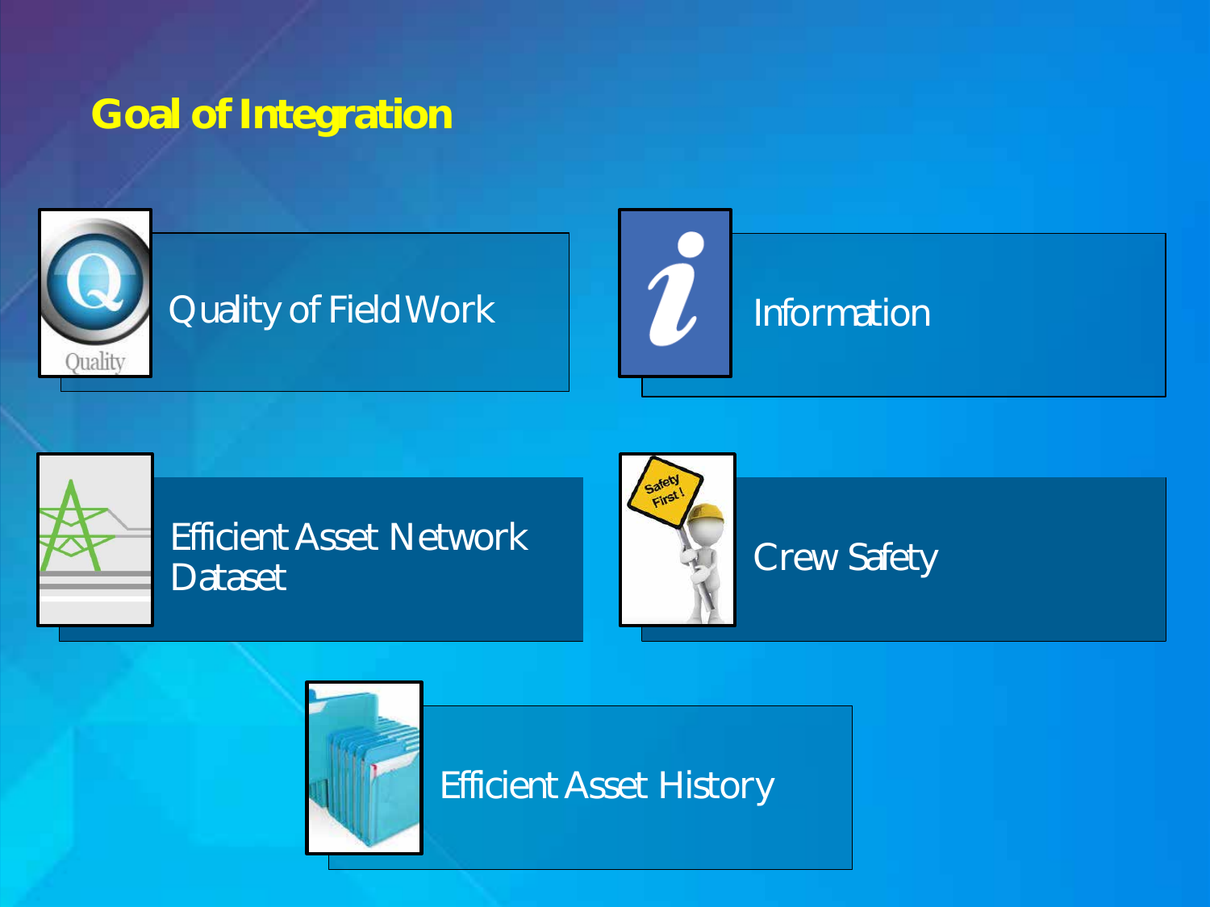# Goal of Integration

- Quality of Field Work
- Information
- Efficient Asset Network Dataset
- Crew Safety
- Efficient Asset History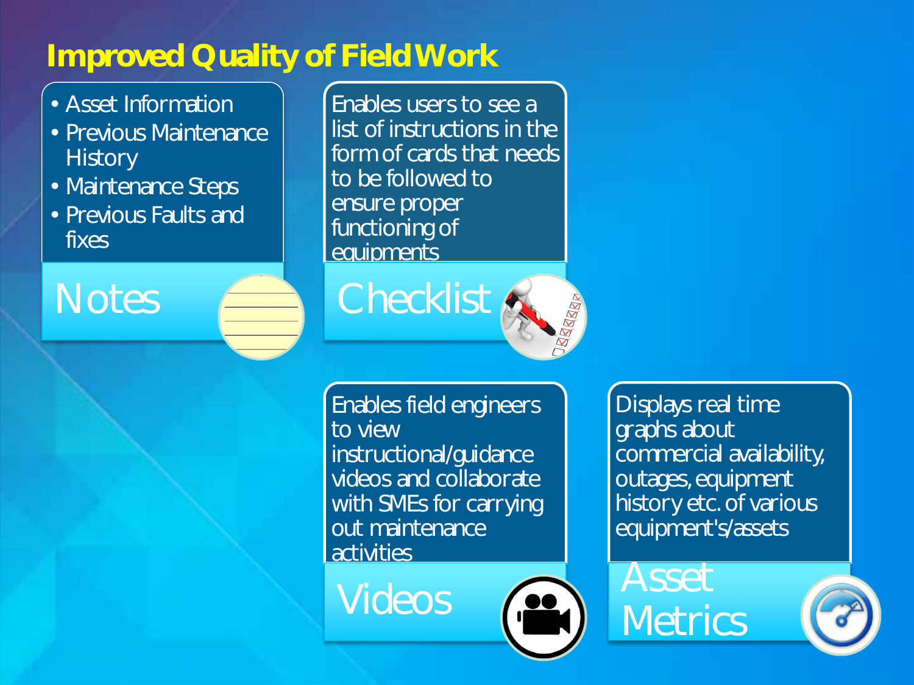# Improved Quality of Field Work

## Notes

- Asset Information
- Previous Maintenance History
- Maintenance Steps
- Previous Faults and fixes

## Checklist

Enables users to see a list of instructions in the form of cards that needs to be followed to ensure proper functioning of equipments

## Videos

Enables field engineers to view instructional/guidance videos and collaborate with SMEs for carrying out maintenance activities

## Asset Metrics

Displays real time graphs about commercial availability, outages, equipment history etc. of various equipment's/assets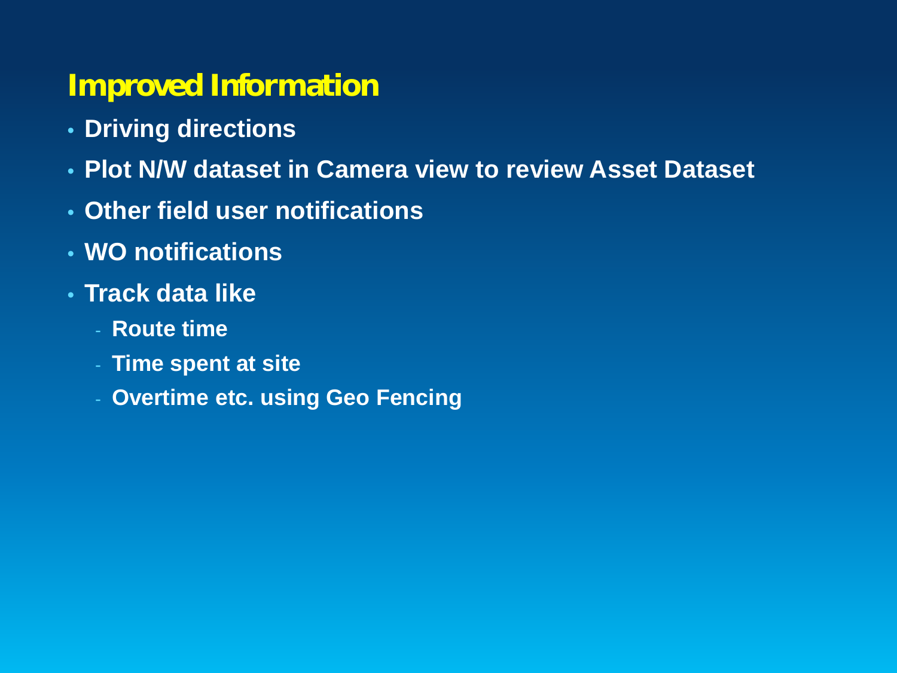## Improved Information

- Driving directions
- Plot N/W dataset in Camera view to review Asset Dataset
- Other field user notifications
- WO notifications
- Track data like
  - Route time
  - Time spent at site
  - Overtime etc. using Geo Fencing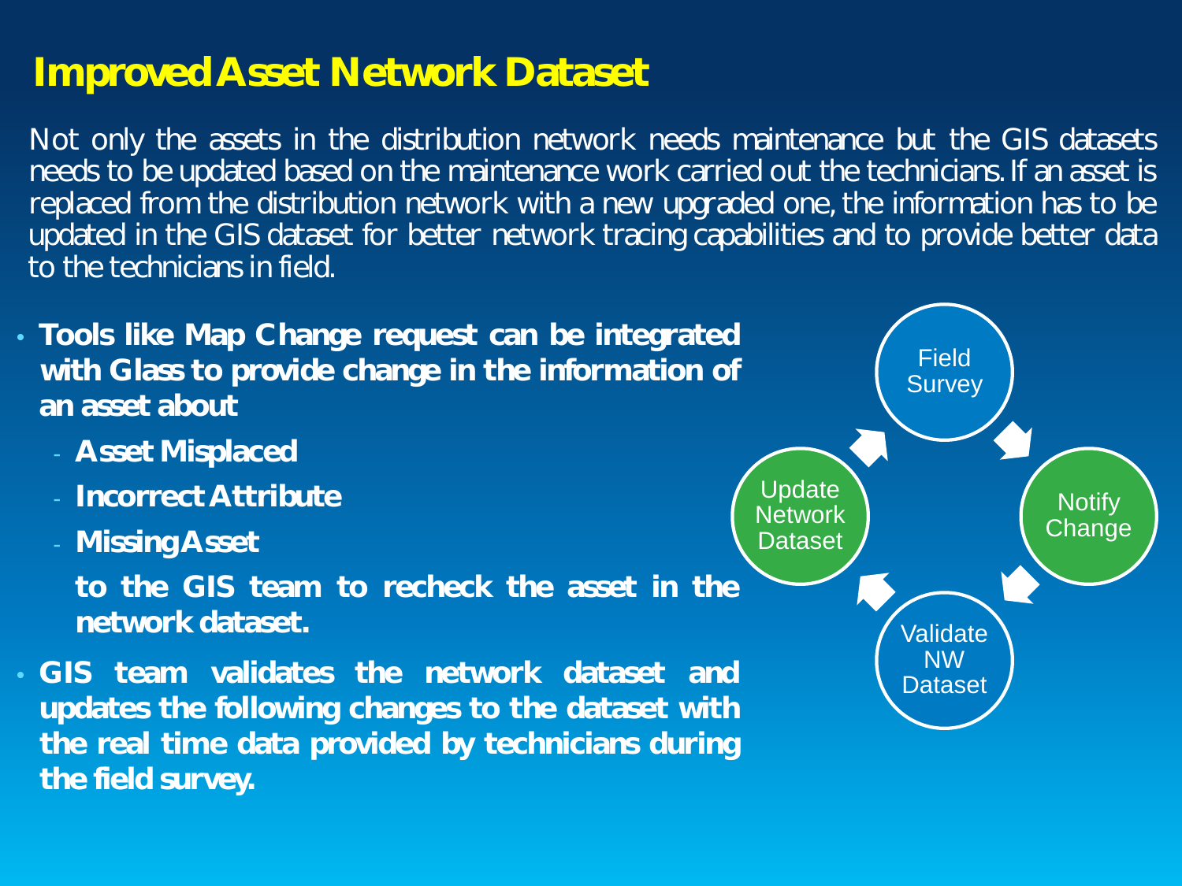# Improved Asset Network Dataset

Not only the assets in the distribution network needs maintenance but the GIS datasets needs to be updated based on the maintenance work carried out the technicians. If an asset is replaced from the distribution network with a new upgraded one, the information has to be updated in the GIS dataset for better network tracing capabilities and to provide better data to the technicians in field.

- **Tools like Map Change request can be integrated with Glass to provide change in the information of an asset about**
  - **Asset Misplaced**
  - **Incorrect Attribute**
  - **Missing Asset**

  **to the GIS team to recheck the asset in the network dataset.**
- **GIS team validates the network dataset and updates the following changes to the dataset with the real time data provided by technicians during the field survey.**

Field Survey → Notify Change → Validate NW Dataset → Update Network Dataset → Field Survey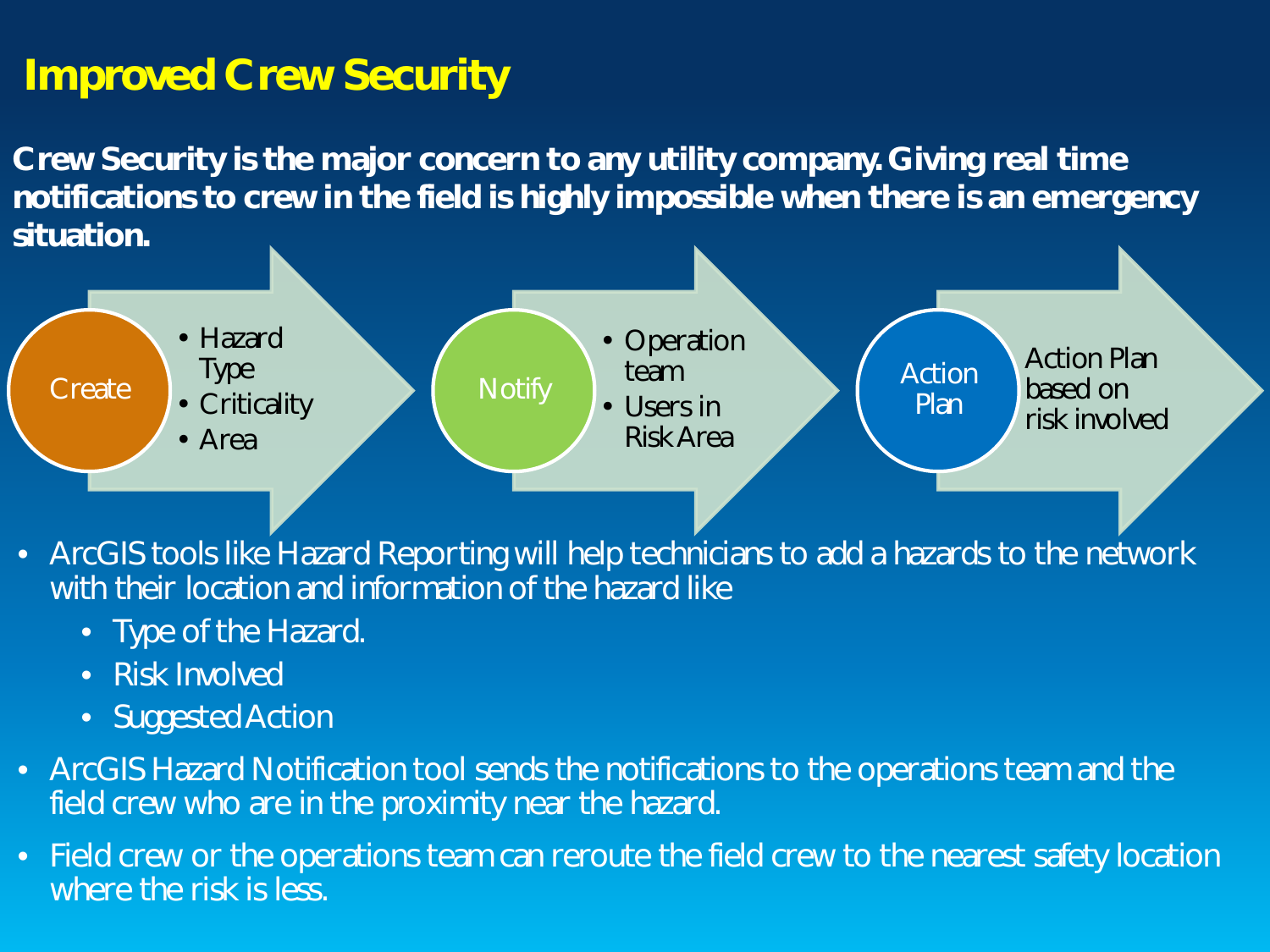# Improved Crew Security

**Crew Security is the major concern to any utility company. Giving real time notifications to crew in the field is highly impossible when there is an emergency situation.**

**Create**
- Hazard Type
- Criticality
- Area

**Notify**
- Operation team
- Users in Risk Area

**Action Plan**

Action Plan based on risk involved

- ArcGIS tools like Hazard Reporting will help technicians to add a hazards to the network with their location and information of the hazard like
  - Type of the Hazard.
  - Risk Involved
  - Suggested Action
- ArcGIS Hazard Notification tool sends the notifications to the operations team and the field crew who are in the proximity near the hazard.
- Field crew or the operations team can reroute the field crew to the nearest safety location where the risk is less.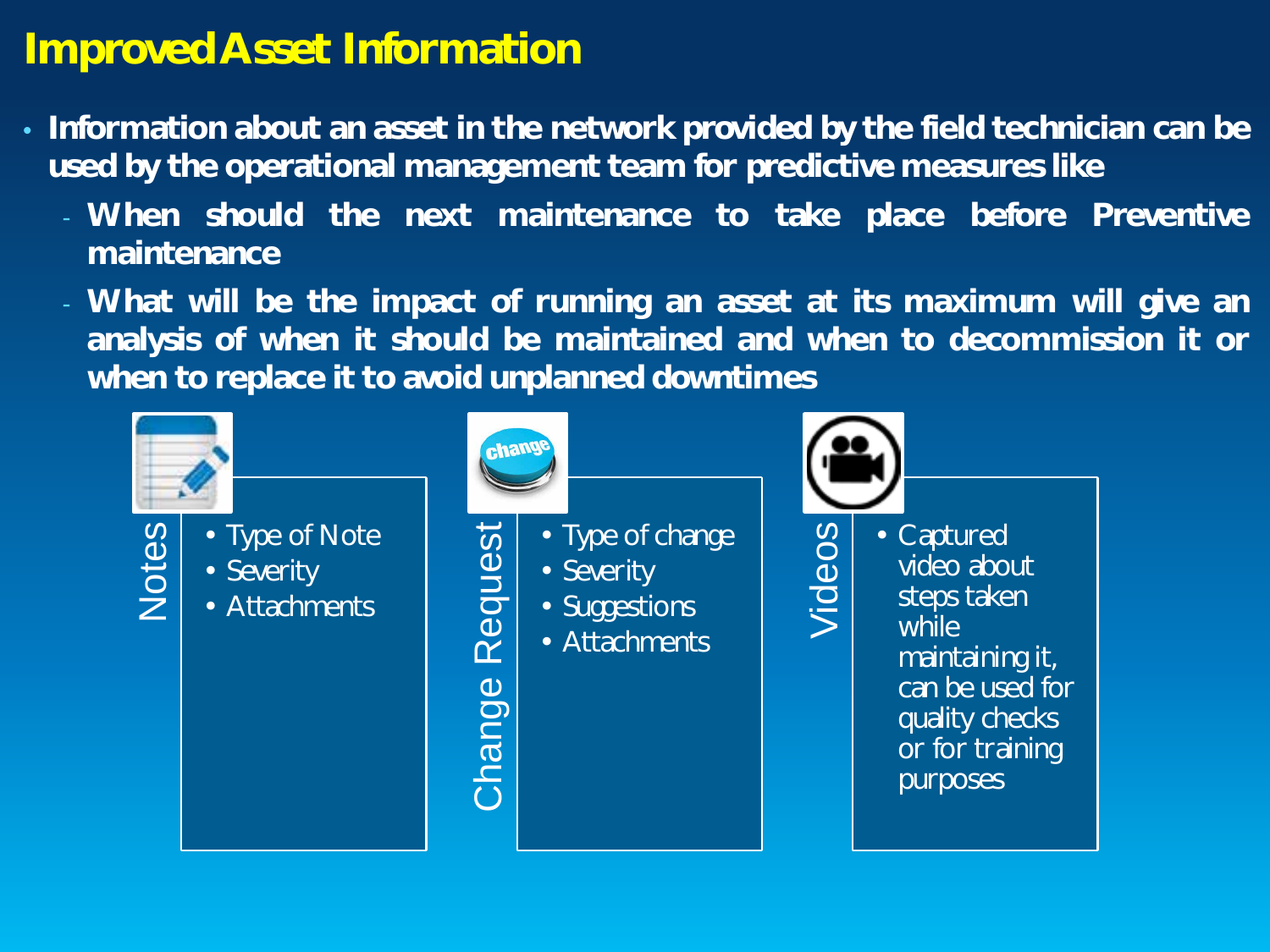# Improved Asset Information

- Information about an asset in the network provided by the field technician can be used by the operational management team for predictive measures like
  - When should the next maintenance to take place before Preventive maintenance
  - What will be the impact of running an asset at its maximum will give an analysis of when it should be maintained and when to decommission it or when to replace it to avoid unplanned downtimes

**Notes**

- Type of Note
- Severity
- Attachments

**Change Request**

- Type of change
- Severity
- Suggestions
- Attachments

**Videos**

- Captured video about steps taken while maintaining it, can be used for quality checks or for training purposes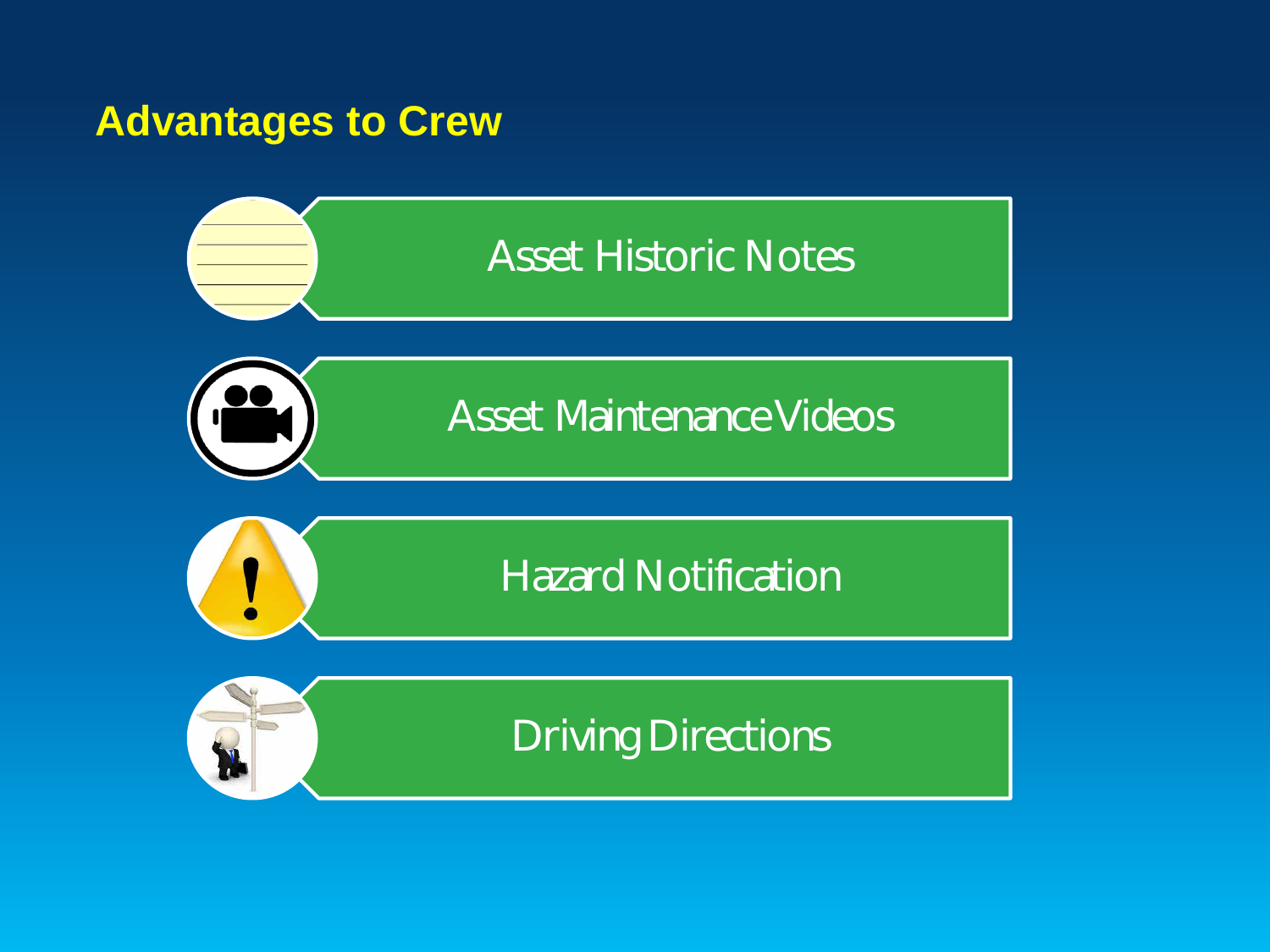## Advantages to Crew

- Asset Historic Notes
- Asset Maintenance Videos
- Hazard Notification
- Driving Directions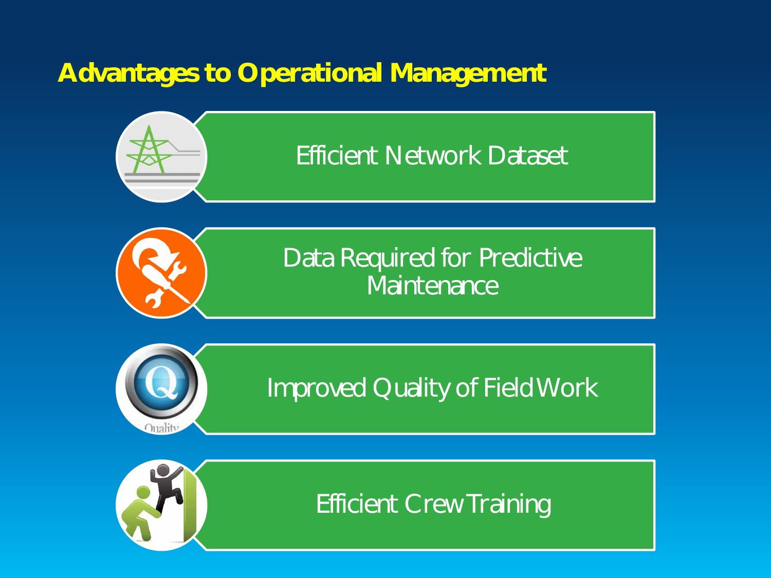## Advantages to Operational Management

- Efficient Network Dataset
- Data Required for Predictive Maintenance
- Improved Quality of Field Work
- Efficient Crew Training